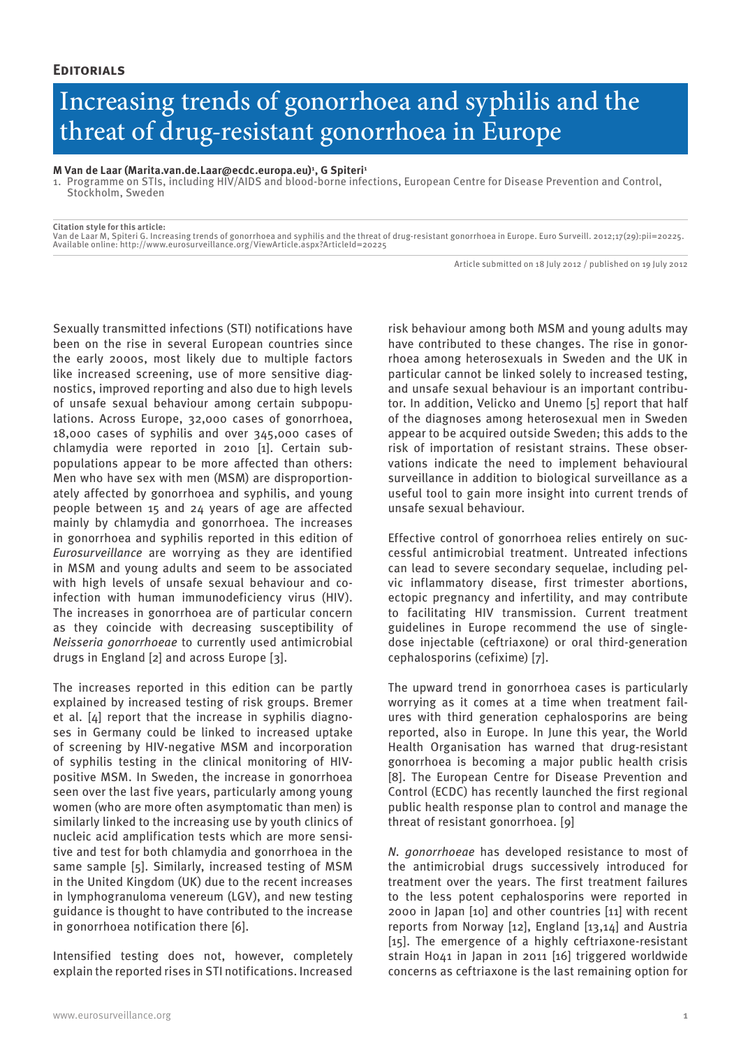**Editorials**

# Increasing trends of gonorrhoea and syphilis and the threat of drug-resistant gonorrhoea in Europe

**M Van de Laar (Marita.van.de.Laar@ecdc.europa.eu)[1], G Spiteri[1]**

1. Programme on STIs, including HIV/AIDS and blood-borne infections, European Centre for Disease Prevention and Control, Stockholm, Sweden

**Citation style for this article:**
Van de Laar M, Spiteri G. Increasing trends of gonorrhoea and syphilis and the threat of drug-resistant gonorrhoea in Europe. Euro Surveill. 2012;17(29):pii=20225. Available online: http://www.eurosurveillance.org/ViewArticle.aspx?ArticleId=20225

Article submitted on 18 July 2012 / published on 19 July 2012

Sexually transmitted infections (STI) notifications have been on the rise in several European countries since the early 2000s, most likely due to multiple factors like increased screening, use of more sensitive diagnostics, improved reporting and also due to high levels of unsafe sexual behaviour among certain subpopulations. Across Europe, 32,000 cases of gonorrhoea, 18,000 cases of syphilis and over 345,000 cases of chlamydia were reported in 2010 [1]. Certain subpopulations appear to be more affected than others: Men who have sex with men (MSM) are disproportionately affected by gonorrhoea and syphilis, and young people between 15 and 24 years of age are affected mainly by chlamydia and gonorrhoea. The increases in gonorrhoea and syphilis reported in this edition of *Eurosurveillance* are worrying as they are identified in MSM and young adults and seem to be associated with high levels of unsafe sexual behaviour and co-infection with human immunodeficiency virus (HIV). The increases in gonorrhoea are of particular concern as they coincide with decreasing susceptibility of *Neisseria gonorrhoeae* to currently used antimicrobial drugs in England [2] and across Europe [3].

The increases reported in this edition can be partly explained by increased testing of risk groups. Bremer et al. [4] report that the increase in syphilis diagnoses in Germany could be linked to increased uptake of screening by HIV-negative MSM and incorporation of syphilis testing in the clinical monitoring of HIV-positive MSM. In Sweden, the increase in gonorrhoea seen over the last five years, particularly among young women (who are more often asymptomatic than men) is similarly linked to the increasing use by youth clinics of nucleic acid amplification tests which are more sensitive and test for both chlamydia and gonorrhoea in the same sample [5]. Similarly, increased testing of MSM in the United Kingdom (UK) due to the recent increases in lymphogranuloma venereum (LGV), and new testing guidance is thought to have contributed to the increase in gonorrhoea notification there [6].

Intensified testing does not, however, completely explain the reported rises in STI notifications. Increased risk behaviour among both MSM and young adults may have contributed to these changes. The rise in gonorrhoea among heterosexuals in Sweden and the UK in particular cannot be linked solely to increased testing, and unsafe sexual behaviour is an important contributor. In addition, Velicko and Unemo [5] report that half of the diagnoses among heterosexual men in Sweden appear to be acquired outside Sweden; this adds to the risk of importation of resistant strains. These observations indicate the need to implement behavioural surveillance in addition to biological surveillance as a useful tool to gain more insight into current trends of unsafe sexual behaviour.

Effective control of gonorrhoea relies entirely on successful antimicrobial treatment. Untreated infections can lead to severe secondary sequelae, including pelvic inflammatory disease, first trimester abortions, ectopic pregnancy and infertility, and may contribute to facilitating HIV transmission. Current treatment guidelines in Europe recommend the use of single-dose injectable (ceftriaxone) or oral third-generation cephalosporins (cefixime) [7].

The upward trend in gonorrhoea cases is particularly worrying as it comes at a time when treatment failures with third generation cephalosporins are being reported, also in Europe. In June this year, the World Health Organisation has warned that drug-resistant gonorrhoea is becoming a major public health crisis [8]. The European Centre for Disease Prevention and Control (ECDC) has recently launched the first regional public health response plan to control and manage the threat of resistant gonorrhoea. [9]

*N. gonorrhoeae* has developed resistance to most of the antimicrobial drugs successively introduced for treatment over the years. The first treatment failures to the less potent cephalosporins were reported in 2000 in Japan [10] and other countries [11] with recent reports from Norway [12], England [13,14] and Austria [15]. The emergence of a highly ceftriaxone-resistant strain H041 in Japan in 2011 [16] triggered worldwide concerns as ceftriaxone is the last remaining option for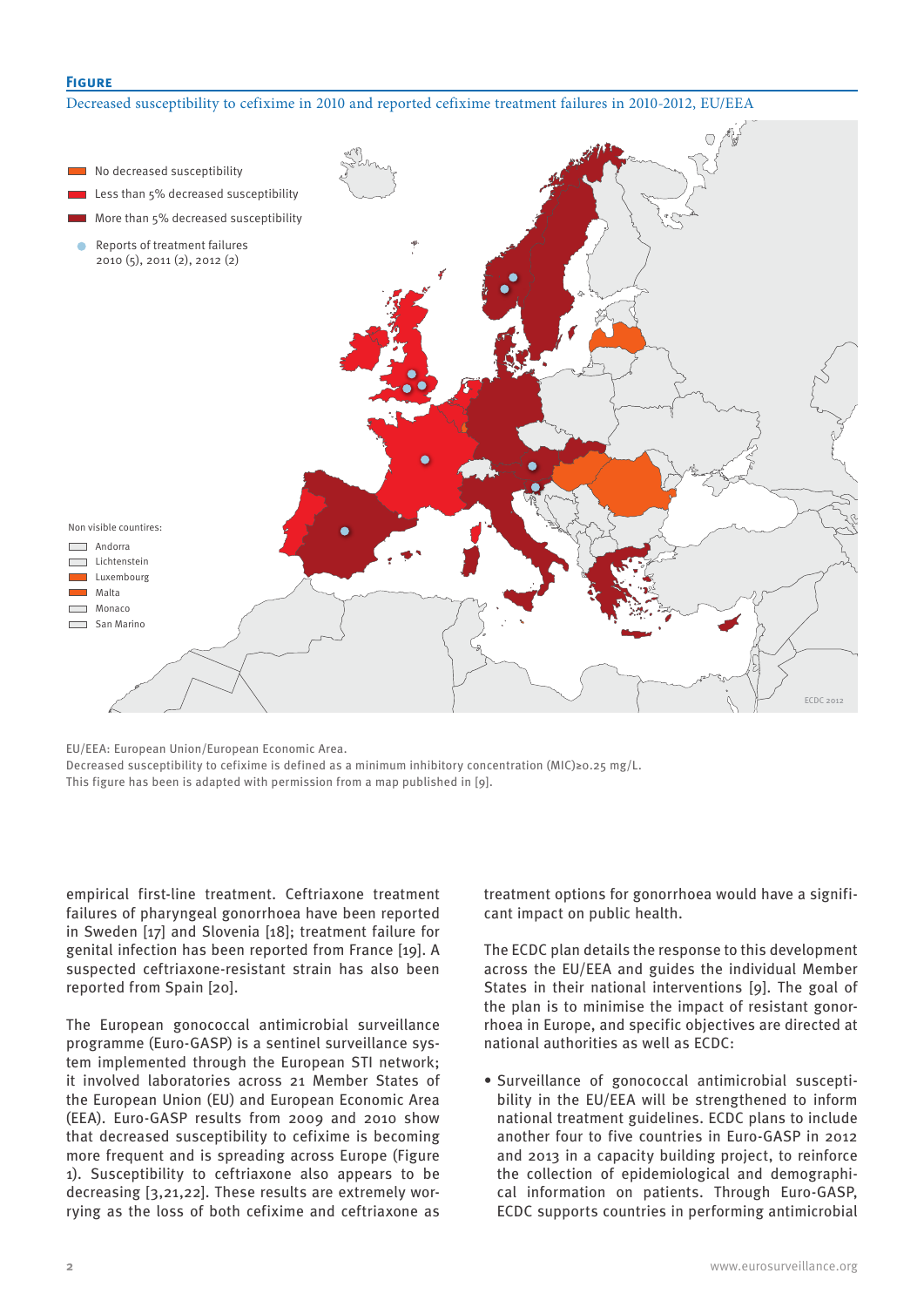**Figure**

Decreased susceptibility to cefixime in 2010 and reported cefixime treatment failures in 2010-2012, EU/EEA

EU/EEA: European Union/European Economic Area.
Decreased susceptibility to cefixime is defined as a minimum inhibitory concentration (MIC)≥0.25 mg/L.
This figure has been is adapted with permission from a map published in [9].

empirical first-line treatment. Ceftriaxone treatment failures of pharyngeal gonorrhoea have been reported in Sweden [17] and Slovenia [18]; treatment failure for genital infection has been reported from France [19]. A suspected ceftriaxone-resistant strain has also been reported from Spain [20].

The European gonococcal antimicrobial surveillance programme (Euro-GASP) is a sentinel surveillance system implemented through the European STI network; it involved laboratories across 21 Member States of the European Union (EU) and European Economic Area (EEA). Euro-GASP results from 2009 and 2010 show that decreased susceptibility to cefixime is becoming more frequent and is spreading across Europe (Figure 1). Susceptibility to ceftriaxone also appears to be decreasing [3,21,22]. These results are extremely worrying as the loss of both cefixime and ceftriaxone as treatment options for gonorrhoea would have a significant impact on public health.

The ECDC plan details the response to this development across the EU/EEA and guides the individual Member States in their national interventions [9]. The goal of the plan is to minimise the impact of resistant gonorrhoea in Europe, and specific objectives are directed at national authorities as well as ECDC:

- Surveillance of gonococcal antimicrobial susceptibility in the EU/EEA will be strengthened to inform national treatment guidelines. ECDC plans to include another four to five countries in Euro-GASP in 2012 and 2013 in a capacity building project, to reinforce the collection of epidemiological and demographical information on patients. Through Euro-GASP, ECDC supports countries in performing antimicrobial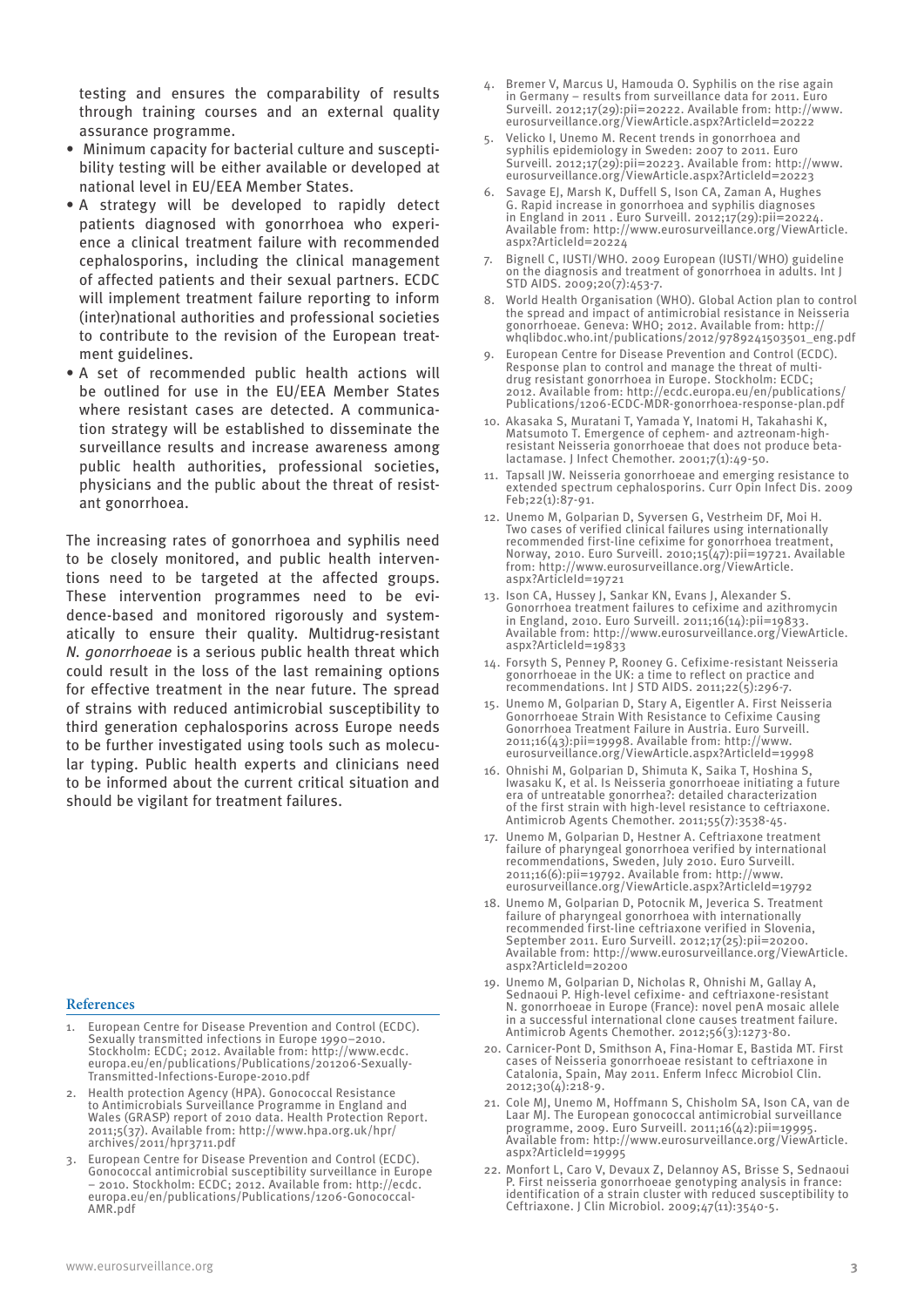testing and ensures the comparability of results through training courses and an external quality assurance programme.

- Minimum capacity for bacterial culture and susceptibility testing will be either available or developed at national level in EU/EEA Member States.
- A strategy will be developed to rapidly detect patients diagnosed with gonorrhoea who experience a clinical treatment failure with recommended cephalosporins, including the clinical management of affected patients and their sexual partners. ECDC will implement treatment failure reporting to inform (inter)national authorities and professional societies to contribute to the revision of the European treatment guidelines.
- A set of recommended public health actions will be outlined for use in the EU/EEA Member States where resistant cases are detected. A communication strategy will be established to disseminate the surveillance results and increase awareness among public health authorities, professional societies, physicians and the public about the threat of resistant gonorrhoea.

The increasing rates of gonorrhoea and syphilis need to be closely monitored, and public health interventions need to be targeted at the affected groups. These intervention programmes need to be evidence-based and monitored rigorously and systematically to ensure their quality. Multidrug-resistant *N. gonorrhoeae* is a serious public health threat which could result in the loss of the last remaining options for effective treatment in the near future. The spread of strains with reduced antimicrobial susceptibility to third generation cephalosporins across Europe needs to be further investigated using tools such as molecular typing. Public health experts and clinicians need to be informed about the current critical situation and should be vigilant for treatment failures.

## References

1. European Centre for Disease Prevention and Control (ECDC). Sexually transmitted infections in Europe 1990–2010. Stockholm: ECDC; 2012. Available from: http://www.ecdc.europa.eu/en/publications/Publications/201206-Sexually-Transmitted-Infections-Europe-2010.pdf
2. Health protection Agency (HPA). Gonococcal Resistance to Antimicrobials Surveillance Programme in England and Wales (GRASP) report of 2010 data. Health Protection Report. 2011;5(37). Available from: http://www.hpa.org.uk/hpr/archives/2011/hpr3711.pdf
3. European Centre for Disease Prevention and Control (ECDC). Gonococcal antimicrobial susceptibility surveillance in Europe – 2010. Stockholm: ECDC; 2012. Available from: http://ecdc.europa.eu/en/publications/Publications/1206-Gonococcal-AMR.pdf
4. Bremer V, Marcus U, Hamouda O. Syphilis on the rise again in Germany – results from surveillance data for 2011. Euro Surveill. 2012;17(29):pii=20222. Available from: http://www.eurosurveillance.org/ViewArticle.aspx?ArticleId=20222
5. Velicko I, Unemo M. Recent trends in gonorrhoea and syphilis epidemiology in Sweden: 2007 to 2011. Euro Surveill. 2012;17(29):pii=20223. Available from: http://www.eurosurveillance.org/ViewArticle.aspx?ArticleId=20223
6. Savage EJ, Marsh K, Duffell S, Ison CA, Zaman A, Hughes G. Rapid increase in gonorrhoea and syphilis diagnoses in England in 2011 . Euro Surveill. 2012;17(29):pii=20224. Available from: http://www.eurosurveillance.org/ViewArticle.aspx?ArticleId=20224
7. Bignell C, IUSTI/WHO. 2009 European (IUSTI/WHO) guideline on the diagnosis and treatment of gonorrhoea in adults. Int J STD AIDS. 2009;20(7):453-7.
8. World Health Organisation (WHO). Global Action plan to control the spread and impact of antimicrobial resistance in Neisseria gonorrhoeae. Geneva: WHO; 2012. Available from: http://whqlibdoc.who.int/publications/2012/9789241503501_eng.pdf
9. European Centre for Disease Prevention and Control (ECDC). Response plan to control and manage the threat of multidrug resistant gonorrhoea in Europe. Stockholm: ECDC; 2012. Available from: http://ecdc.europa.eu/en/publications/Publications/1206-ECDC-MDR-gonorrhoea-response-plan.pdf
10. Akasaka S, Muratani T, Yamada Y, Inatomi H, Takahashi K, Matsumoto T. Emergence of cephem- and aztreonam-high-resistant Neisseria gonorrhoeae that does not produce beta-lactamase. J Infect Chemother. 2001;7(1):49-50.
11. Tapsall JW. Neisseria gonorrhoeae and emerging resistance to extended spectrum cephalosporins. Curr Opin Infect Dis. 2009 Feb;22(1):87-91.
12. Unemo M, Golparian D, Syversen G, Vestrheim DF, Moi H. Two cases of verified clinical failures using internationally recommended first-line cefixime for gonorrhoea treatment, Norway, 2010. Euro Surveill. 2010;15(47):pii=19721. Available from: http://www.eurosurveillance.org/ViewArticle.aspx?ArticleId=19721
13. Ison CA, Hussey J, Sankar KN, Evans J, Alexander S. Gonorrhoea treatment failures to cefixime and azithromycin in England, 2010. Euro Surveill. 2011;16(14):pii=19833. Available from: http://www.eurosurveillance.org/ViewArticle.aspx?ArticleId=19833
14. Forsyth S, Penney P, Rooney G. Cefixime-resistant Neisseria gonorrhoeae in the UK: a time to reflect on practice and recommendations. Int J STD AIDS. 2011;22(5):296-7.
15. Unemo M, Golparian D, Stary A, Eigentler A. First Neisseria Gonorrhoeae Strain With Resistance to Cefixime Causing Gonorrhoea Treatment Failure in Austria. Euro Surveill. 2011;16(43):pii=19998. Available from: http://www.eurosurveillance.org/ViewArticle.aspx?ArticleId=19998
16. Ohnishi M, Golparian D, Shimuta K, Saika T, Hoshina S, Iwasaku K, et al. Is Neisseria gonorrhoeae initiating a future era of untreatable gonorrhea?: detailed characterization of the first strain with high-level resistance to ceftriaxone. Antimicrob Agents Chemother. 2011;55(7):3538-45.
17. Unemo M, Golparian D, Hestner A. Ceftriaxone treatment failure of pharyngeal gonorrhoea verified by international recommendations, Sweden, July 2010. Euro Surveill. 2011;16(6):pii=19792. Available from: http://www.eurosurveillance.org/ViewArticle.aspx?ArticleId=19792
18. Unemo M, Golparian D, Potocnik M, Jeverica S. Treatment failure of pharyngeal gonorrhoea with internationally recommended first-line ceftriaxone verified in Slovenia, September 2011. Euro Surveill. 2012;17(25):pii=20200. Available from: http://www.eurosurveillance.org/ViewArticle.aspx?ArticleId=20200
19. Unemo M, Golparian D, Nicholas R, Ohnishi M, Gallay A, Sednaoui P. High-level cefixime- and ceftriaxone-resistant N. gonorrhoeae in Europe (France): novel penA mosaic allele in a successful international clone causes treatment failure. Antimicrob Agents Chemother. 2012;56(3):1273-80.
20. Carnicer-Pont D, Smithson A, Fina-Homar E, Bastida MT. First cases of Neisseria gonorrhoeae resistant to ceftriaxone in Catalonia, Spain, May 2011. Enferm Infecc Microbiol Clin. 2012;30(4):218-9.
21. Cole MJ, Unemo M, Hoffmann S, Chisholm SA, Ison CA, van de Laar MJ. The European gonococcal antimicrobial surveillance programme, 2009. Euro Surveill. 2011;16(42):pii=19995. Available from: http://www.eurosurveillance.org/ViewArticle.aspx?ArticleId=19995
22. Monfort L, Caro V, Devaux Z, Delannoy AS, Brisse S, Sednaoui P. First neisseria gonorrhoeae genotyping analysis in france: identification of a strain cluster with reduced susceptibility to Ceftriaxone. J Clin Microbiol. 2009;47(11):3540-5.